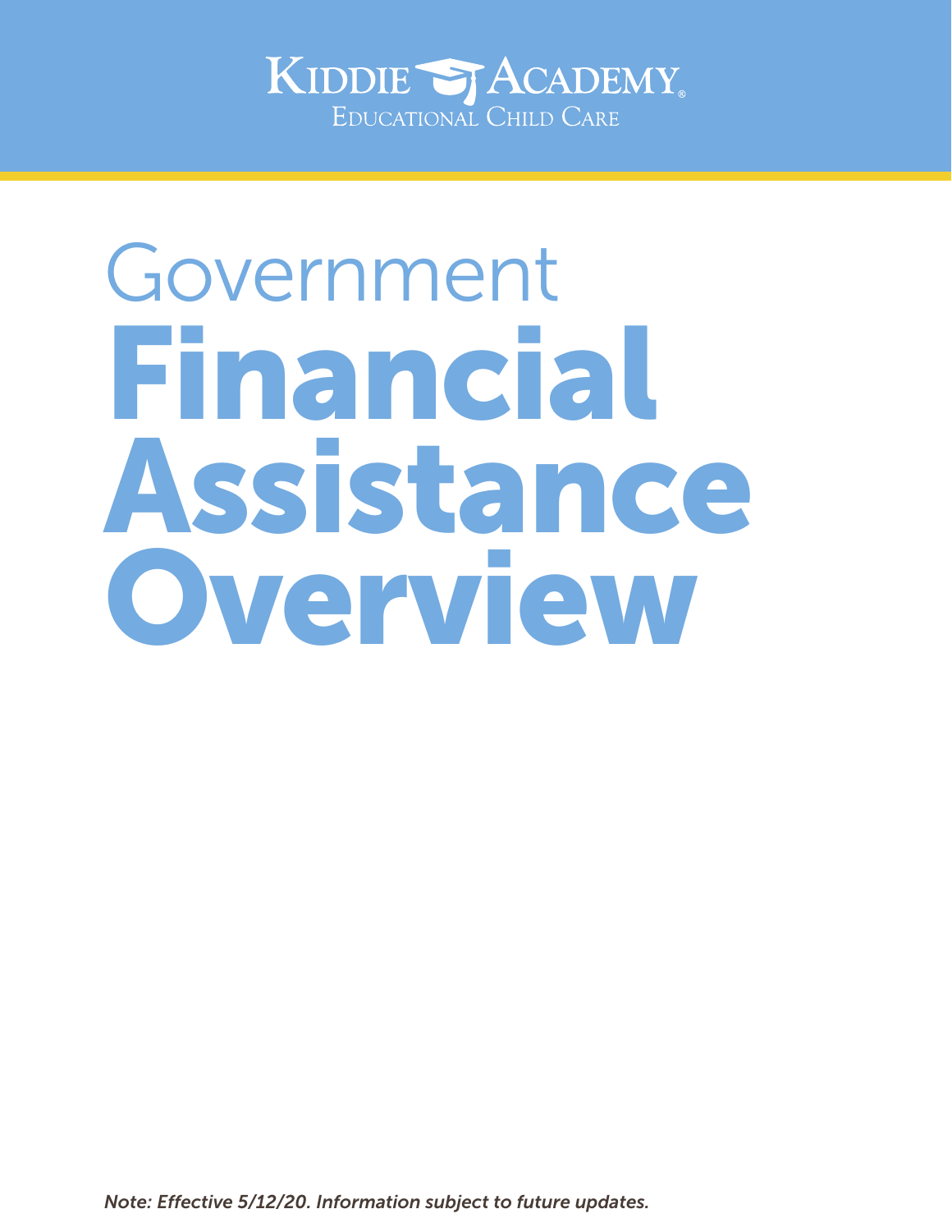Kiddie Academy
Educational Child Care

# Government Financial Assistance Overview

*Note: Effective 5/12/20. Information subject to future updates.*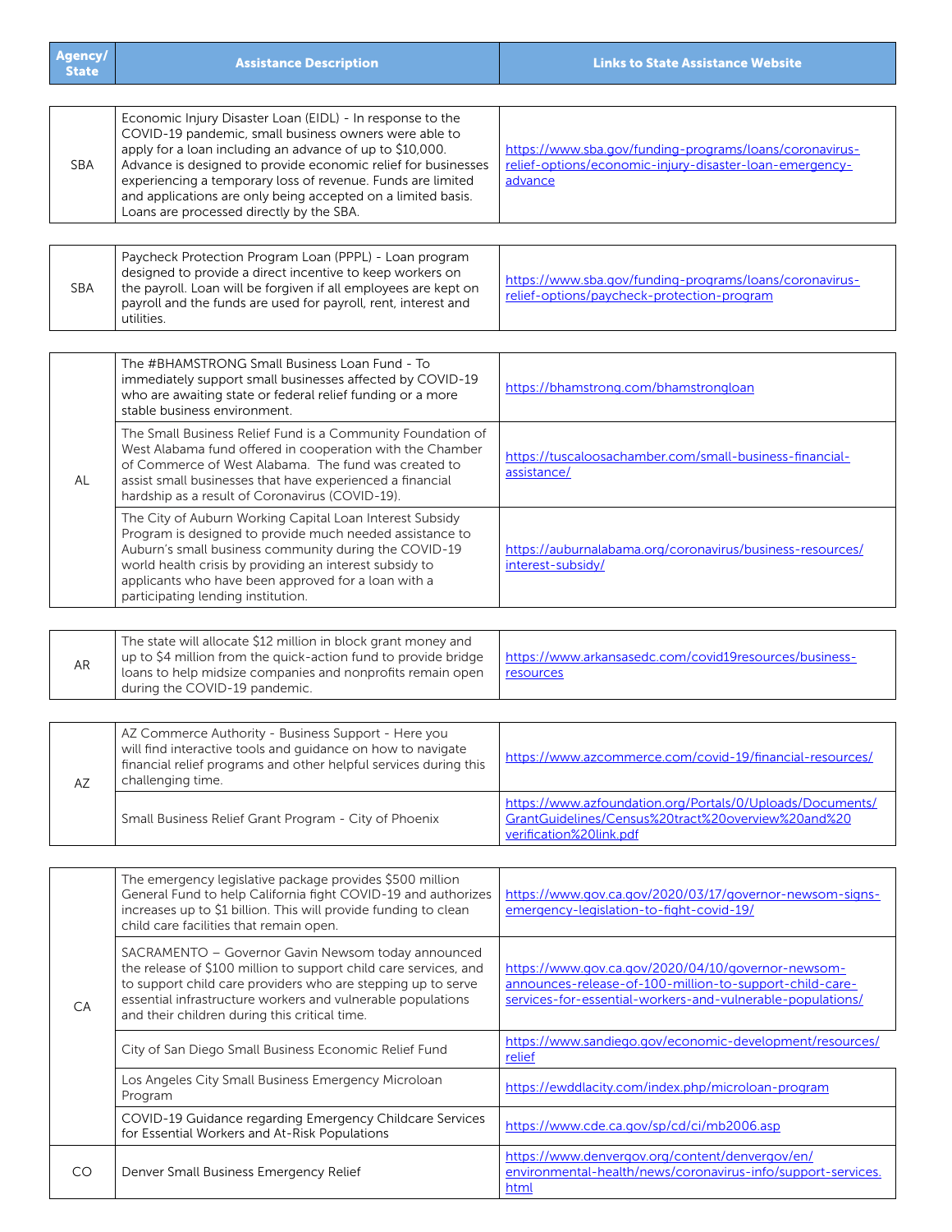| Agency/ State | Assistance Description | Links to State Assistance Website |
|---|---|---|
| SBA | Economic Injury Disaster Loan (EIDL) - In response to the COVID-19 pandemic, small business owners were able to apply for a loan including an advance of up to $10,000. Advance is designed to provide economic relief for businesses experiencing a temporary loss of revenue. Funds are limited and applications are only being accepted on a limited basis. Loans are processed directly by the SBA. | https://www.sba.gov/funding-programs/loans/coronavirus-relief-options/economic-injury-disaster-loan-emergency-advance |
| SBA | Paycheck Protection Program Loan (PPPL) - Loan program designed to provide a direct incentive to keep workers on the payroll. Loan will be forgiven if all employees are kept on payroll and the funds are used for payroll, rent, interest and utilities. | https://www.sba.gov/funding-programs/loans/coronavirus-relief-options/paycheck-protection-program |
| AL | The #BHAMSTRONG Small Business Loan Fund - To immediately support small businesses affected by COVID-19 who are awaiting state or federal relief funding or a more stable business environment. | https://bhamstrong.com/bhamstrongloan |
| | The Small Business Relief Fund is a Community Foundation of West Alabama fund offered in cooperation with the Chamber of Commerce of West Alabama. The fund was created to assist small businesses that have experienced a financial hardship as a result of Coronavirus (COVID-19). | https://tuscaloosachamber.com/small-business-financial-assistance/ |
| | The City of Auburn Working Capital Loan Interest Subsidy Program is designed to provide much needed assistance to Auburn's small business community during the COVID-19 world health crisis by providing an interest subsidy to applicants who have been approved for a loan with a participating lending institution. | https://auburnalabama.org/coronavirus/business-resources/interest-subsidy/ |
| AR | The state will allocate $12 million in block grant money and up to $4 million from the quick-action fund to provide bridge loans to help midsize companies and nonprofits remain open during the COVID-19 pandemic. | https://www.arkansasedc.com/covid19resources/business-resources |
| AZ | AZ Commerce Authority - Business Support - Here you will find interactive tools and guidance on how to navigate financial relief programs and other helpful services during this challenging time. | https://www.azcommerce.com/covid-19/financial-resources/ |
| | Small Business Relief Grant Program - City of Phoenix | https://www.azfoundation.org/Portals/0/Uploads/Documents/GrantGuidelines/Census%20tract%20overview%20and%20verification%20link.pdf |
| CA | The emergency legislative package provides $500 million General Fund to help California fight COVID-19 and authorizes increases up to $1 billion. This will provide funding to clean child care facilities that remain open. | https://www.gov.ca.gov/2020/03/17/governor-newsom-signs-emergency-legislation-to-fight-covid-19/ |
| | SACRAMENTO – Governor Gavin Newsom today announced the release of $100 million to support child care services, and to support child care providers who are stepping up to serve essential infrastructure workers and vulnerable populations and their children during this critical time. | https://www.gov.ca.gov/2020/04/10/governor-newsom-announces-release-of-100-million-to-support-child-care-services-for-essential-workers-and-vulnerable-populations/ |
| | City of San Diego Small Business Economic Relief Fund | https://www.sandiego.gov/economic-development/resources/relief |
| | Los Angeles City Small Business Emergency Microloan Program | https://ewddlacity.com/index.php/microloan-program |
| | COVID-19 Guidance regarding Emergency Childcare Services for Essential Workers and At-Risk Populations | https://www.cde.ca.gov/sp/cd/ci/mb2006.asp |
| CO | Denver Small Business Emergency Relief | https://www.denvergov.org/content/denvergov/en/environmental-health/news/coronavirus-info/support-services.html |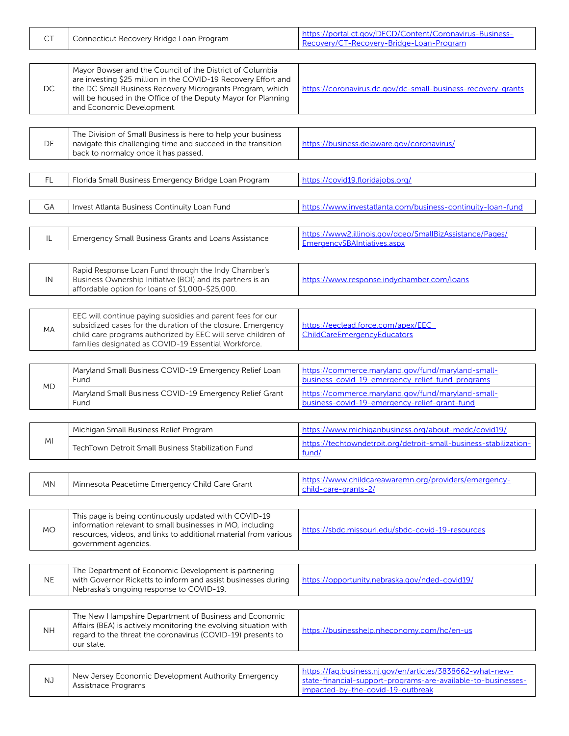| | | |
|---|---|---|
| CT | Connecticut Recovery Bridge Loan Program | https://portal.ct.gov/DECD/Content/Coronavirus-Business-Recovery/CT-Recovery-Bridge-Loan-Program |

| | | |
|---|---|---|
| DC | Mayor Bowser and the Council of the District of Columbia are investing $25 million in the COVID-19 Recovery Effort and the DC Small Business Recovery Microgrants Program, which will be housed in the Office of the Deputy Mayor for Planning and Economic Development. | https://coronavirus.dc.gov/dc-small-business-recovery-grants |

| | | |
|---|---|---|
| DE | The Division of Small Business is here to help your business navigate this challenging time and succeed in the transition back to normalcy once it has passed. | https://business.delaware.gov/coronavirus/ |

| | | |
|---|---|---|
| FL | Florida Small Business Emergency Bridge Loan Program | https://covid19.floridajobs.org/ |

| | | |
|---|---|---|
| GA | Invest Atlanta Business Continuity Loan Fund | https://www.investatlanta.com/business-continuity-loan-fund |

| | | |
|---|---|---|
| IL | Emergency Small Business Grants and Loans Assistance | https://www2.illinois.gov/dceo/SmallBizAssistance/Pages/EmergencySBAIntiatives.aspx |

| | | |
|---|---|---|
| IN | Rapid Response Loan Fund through the Indy Chamber's Business Ownership Initiative (BOI) and its partners is an affordable option for loans of $1,000-$25,000. | https://www.response.indychamber.com/loans |

| | | |
|---|---|---|
| MA | EEC will continue paying subsidies and parent fees for our subsidized cases for the duration of the closure. Emergency child care programs authorized by EEC will serve children of families designated as COVID-19 Essential Workforce. | https://eeclead.force.com/apex/EEC_ChildCareEmergencyEducators |

| | | |
|---|---|---|
| MD | Maryland Small Business COVID-19 Emergency Relief Loan Fund | https://commerce.maryland.gov/fund/maryland-small-business-covid-19-emergency-relief-fund-programs |
| | Maryland Small Business COVID-19 Emergency Relief Grant Fund | https://commerce.maryland.gov/fund/maryland-small-business-covid-19-emergency-relief-grant-fund |

| | | |
|---|---|---|
| MI | Michigan Small Business Relief Program | https://www.michiganbusiness.org/about-medc/covid19/ |
| | TechTown Detroit Small Business Stabilization Fund | https://techtowndetroit.org/detroit-small-business-stabilization-fund/ |

| | | |
|---|---|---|
| MN | Minnesota Peacetime Emergency Child Care Grant | https://www.childcareawaremn.org/providers/emergency-child-care-grants-2/ |

| | | |
|---|---|---|
| MO | This page is being continuously updated with COVID-19 information relevant to small businesses in MO, including resources, videos, and links to additional material from various government agencies. | https://sbdc.missouri.edu/sbdc-covid-19-resources |

| | | |
|---|---|---|
| NE | The Department of Economic Development is partnering with Governor Ricketts to inform and assist businesses during Nebraska's ongoing response to COVID-19. | https://opportunity.nebraska.gov/nded-covid19/ |

| | | |
|---|---|---|
| NH | The New Hampshire Department of Business and Economic Affairs (BEA) is actively monitoring the evolving situation with regard to the threat the coronavirus (COVID-19) presents to our state. | https://businesshelp.nheconomy.com/hc/en-us |

| | | |
|---|---|---|
| NJ | New Jersey Economic Development Authority Emergency Assistnace Programs | https://faq.business.nj.gov/en/articles/3838662-what-new-state-financial-support-programs-are-available-to-businesses-impacted-by-the-covid-19-outbreak |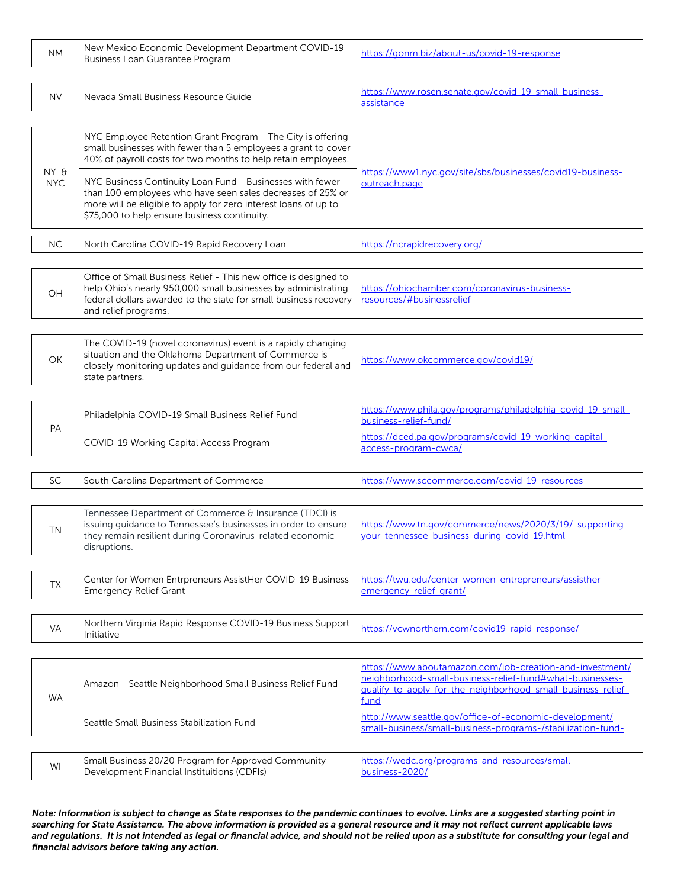| | | |
|---|---|---|
| NM | New Mexico Economic Development Department COVID-19 Business Loan Guarantee Program | https://gonm.biz/about-us/covid-19-response |
| NV | Nevada Small Business Resource Guide | https://www.rosen.senate.gov/covid-19-small-business-assistance |
| NY & NYC | NYC Employee Retention Grant Program - The City is offering small businesses with fewer than 5 employees a grant to cover 40% of payroll costs for two months to help retain employees. | https://www1.nyc.gov/site/sbs/businesses/covid19-business-outreach.page |
| | NYC Business Continuity Loan Fund - Businesses with fewer than 100 employees who have seen sales decreases of 25% or more will be eligible to apply for zero interest loans of up to $75,000 to help ensure business continuity. | |
| NC | North Carolina COVID-19 Rapid Recovery Loan | https://ncrapidrecovery.org/ |
| OH | Office of Small Business Relief - This new office is designed to help Ohio's nearly 950,000 small businesses by administrating federal dollars awarded to the state for small business recovery and relief programs. | https://ohiochamber.com/coronavirus-business-resources/#businessrelief |
| OK | The COVID-19 (novel coronavirus) event is a rapidly changing situation and the Oklahoma Department of Commerce is closely monitoring updates and guidance from our federal and state partners. | https://www.okcommerce.gov/covid19/ |
| PA | Philadelphia COVID-19 Small Business Relief Fund | https://www.phila.gov/programs/philadelphia-covid-19-small-business-relief-fund/ |
| | COVID-19 Working Capital Access Program | https://dced.pa.gov/programs/covid-19-working-capital-access-program-cwca/ |
| SC | South Carolina Department of Commerce | https://www.sccommerce.com/covid-19-resources |
| TN | Tennessee Department of Commerce & Insurance (TDCI) is issuing guidance to Tennessee's businesses in order to ensure they remain resilient during Coronavirus-related economic disruptions. | https://www.tn.gov/commerce/news/2020/3/19/-supporting-your-tennessee-business-during-covid-19.html |
| TX | Center for Women Entrpreneurs AssistHer COVID-19 Business Emergency Relief Grant | https://twu.edu/center-women-entrepreneurs/assisther-emergency-relief-grant/ |
| VA | Northern Virginia Rapid Response COVID-19 Business Support Initiative | https://vcwnorthern.com/covid19-rapid-response/ |
| WA | Amazon - Seattle Neighborhood Small Business Relief Fund | https://www.aboutamazon.com/job-creation-and-investment/neighborhood-small-business-relief-fund#what-businesses-qualify-to-apply-for-the-neighborhood-small-business-relief-fund |
| | Seattle Small Business Stabilization Fund | http://www.seattle.gov/office-of-economic-development/small-business/small-business-programs-/stabilization-fund- |
| WI | Small Business 20/20 Program for Approved Community Development Financial Instituitions (CDFIs) | https://wedc.org/programs-and-resources/small-business-2020/ |

***Note: Information is subject to change as State responses to the pandemic continues to evolve. Links are a suggested starting point in searching for State Assistance. The above information is provided as a general resource and it may not reflect current applicable laws and regulations. It is not intended as legal or financial advice, and should not be relied upon as a substitute for consulting your legal and financial advisors before taking any action.***